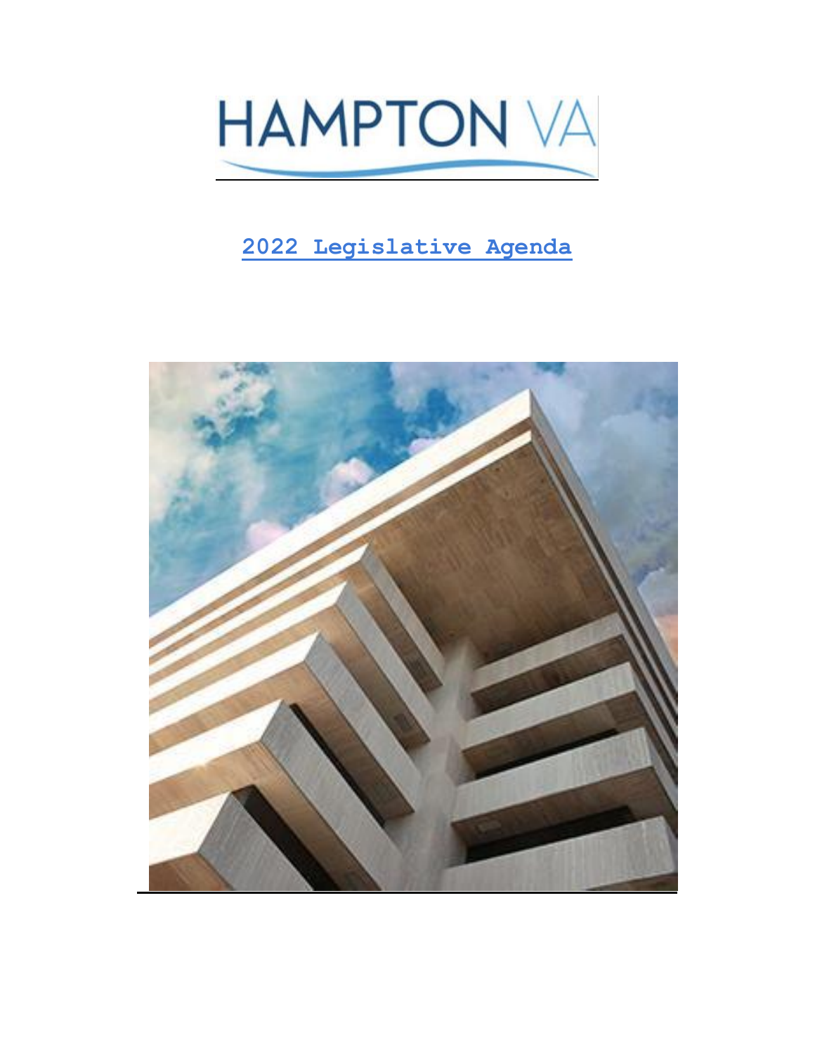# HAMPTON VA

## 2022 Legislative Agenda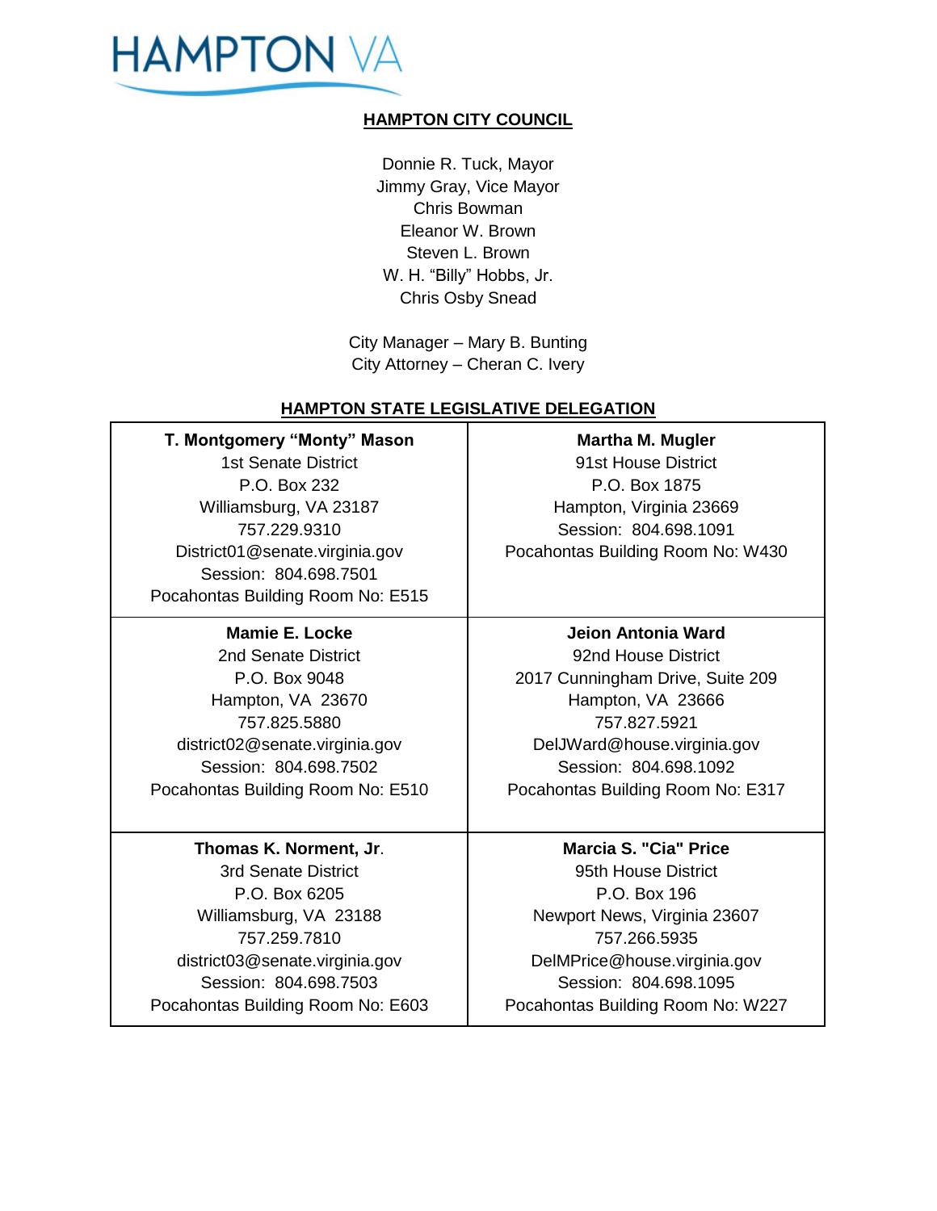HAMPTON VA

## HAMPTON CITY COUNCIL

Donnie R. Tuck, Mayor
Jimmy Gray, Vice Mayor
Chris Bowman
Eleanor W. Brown
Steven L. Brown
W. H. "Billy" Hobbs, Jr.
Chris Osby Snead

City Manager – Mary B. Bunting
City Attorney – Cheran C. Ivery

## HAMPTON STATE LEGISLATIVE DELEGATION

| | |
|---|---|
| **T. Montgomery "Monty" Mason**<br>1st Senate District<br>P.O. Box 232<br>Williamsburg, VA 23187<br>757.229.9310<br>District01@senate.virginia.gov<br>Session: 804.698.7501<br>Pocahontas Building Room No: E515 | **Martha M. Mugler**<br>91st House District<br>P.O. Box 1875<br>Hampton, Virginia 23669<br>Session: 804.698.1091<br>Pocahontas Building Room No: W430 |
| **Mamie E. Locke**<br>2nd Senate District<br>P.O. Box 9048<br>Hampton, VA 23670<br>757.825.5880<br>district02@senate.virginia.gov<br>Session: 804.698.7502<br>Pocahontas Building Room No: E510 | **Jeion Antonia Ward**<br>92nd House District<br>2017 Cunningham Drive, Suite 209<br>Hampton, VA 23666<br>757.827.5921<br>DelJWard@house.virginia.gov<br>Session: 804.698.1092<br>Pocahontas Building Room No: E317 |
| **Thomas K. Norment, Jr.**<br>3rd Senate District<br>P.O. Box 6205<br>Williamsburg, VA 23188<br>757.259.7810<br>district03@senate.virginia.gov<br>Session: 804.698.7503<br>Pocahontas Building Room No: E603 | **Marcia S. "Cia" Price**<br>95th House District<br>P.O. Box 196<br>Newport News, Virginia 23607<br>757.266.5935<br>DelMPrice@house.virginia.gov<br>Session: 804.698.1095<br>Pocahontas Building Room No: W227 |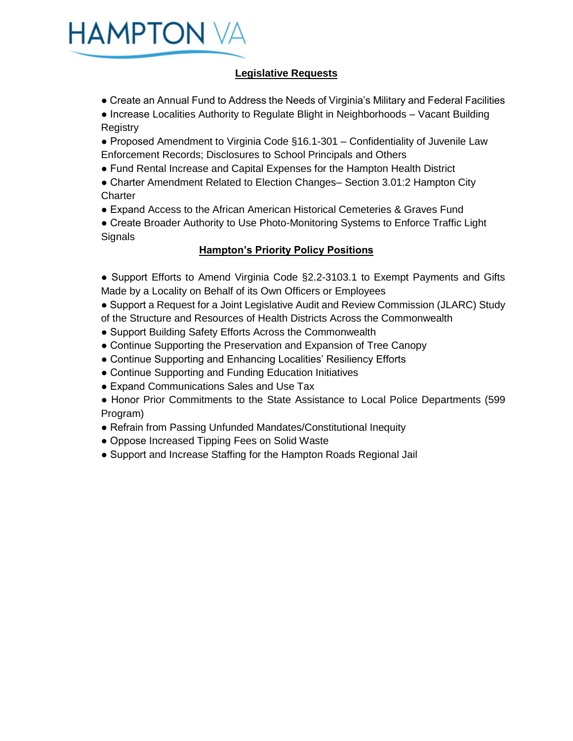HAMPTON VA

## Legislative Requests

- Create an Annual Fund to Address the Needs of Virginia's Military and Federal Facilities
- Increase Localities Authority to Regulate Blight in Neighborhoods – Vacant Building Registry
- Proposed Amendment to Virginia Code §16.1-301 – Confidentiality of Juvenile Law Enforcement Records; Disclosures to School Principals and Others
- Fund Rental Increase and Capital Expenses for the Hampton Health District
- Charter Amendment Related to Election Changes– Section 3.01:2 Hampton City Charter
- Expand Access to the African American Historical Cemeteries & Graves Fund
- Create Broader Authority to Use Photo-Monitoring Systems to Enforce Traffic Light Signals

## Hampton's Priority Policy Positions

- Support Efforts to Amend Virginia Code §2.2-3103.1 to Exempt Payments and Gifts Made by a Locality on Behalf of its Own Officers or Employees
- Support a Request for a Joint Legislative Audit and Review Commission (JLARC) Study of the Structure and Resources of Health Districts Across the Commonwealth
- Support Building Safety Efforts Across the Commonwealth
- Continue Supporting the Preservation and Expansion of Tree Canopy
- Continue Supporting and Enhancing Localities' Resiliency Efforts
- Continue Supporting and Funding Education Initiatives
- Expand Communications Sales and Use Tax
- Honor Prior Commitments to the State Assistance to Local Police Departments (599 Program)
- Refrain from Passing Unfunded Mandates/Constitutional Inequity
- Oppose Increased Tipping Fees on Solid Waste
- Support and Increase Staffing for the Hampton Roads Regional Jail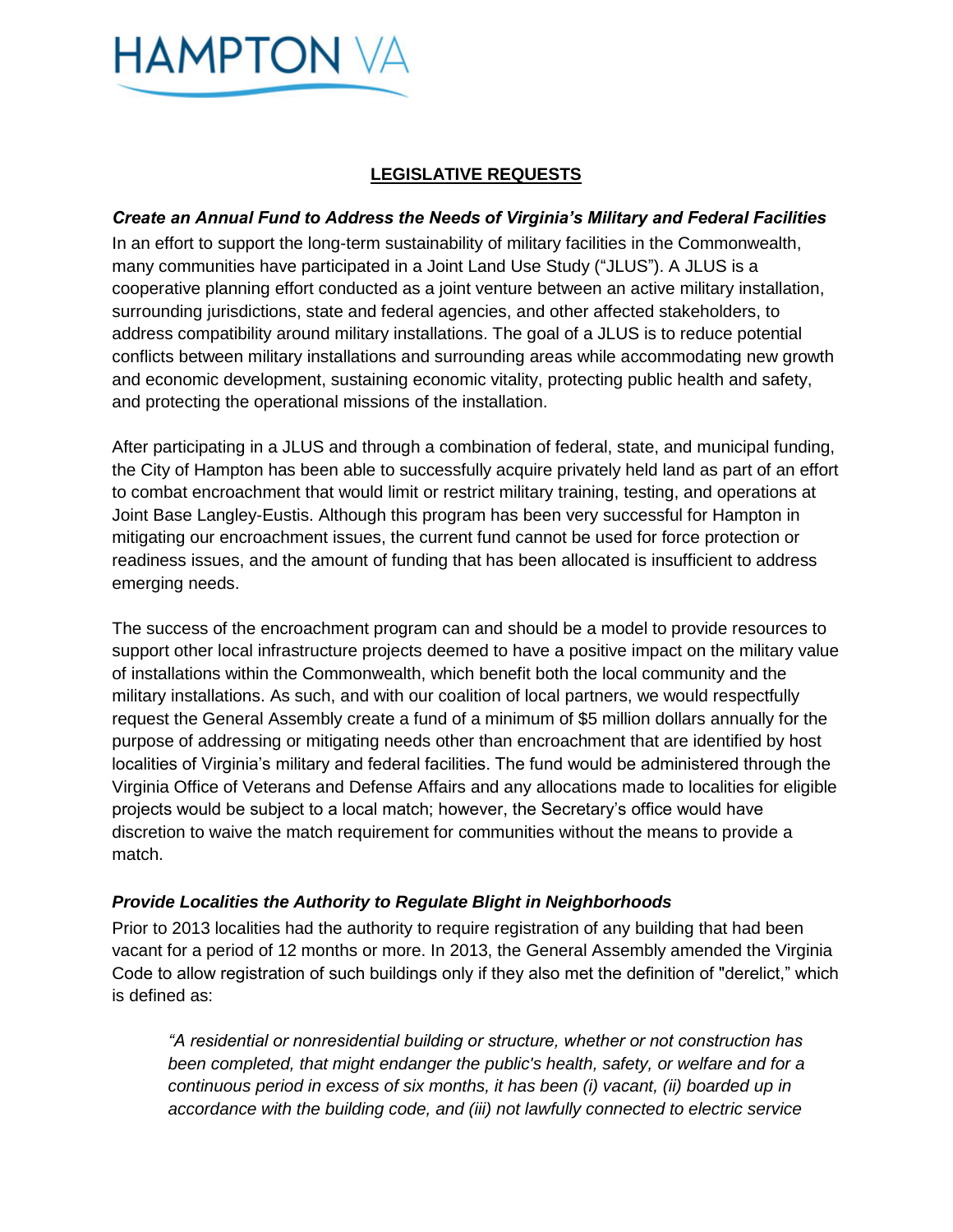## LEGISLATIVE REQUESTS

***Create an Annual Fund to Address the Needs of Virginia's Military and Federal Facilities***

In an effort to support the long-term sustainability of military facilities in the Commonwealth, many communities have participated in a Joint Land Use Study ("JLUS"). A JLUS is a cooperative planning effort conducted as a joint venture between an active military installation, surrounding jurisdictions, state and federal agencies, and other affected stakeholders, to address compatibility around military installations. The goal of a JLUS is to reduce potential conflicts between military installations and surrounding areas while accommodating new growth and economic development, sustaining economic vitality, protecting public health and safety, and protecting the operational missions of the installation.

After participating in a JLUS and through a combination of federal, state, and municipal funding, the City of Hampton has been able to successfully acquire privately held land as part of an effort to combat encroachment that would limit or restrict military training, testing, and operations at Joint Base Langley-Eustis. Although this program has been very successful for Hampton in mitigating our encroachment issues, the current fund cannot be used for force protection or readiness issues, and the amount of funding that has been allocated is insufficient to address emerging needs.

The success of the encroachment program can and should be a model to provide resources to support other local infrastructure projects deemed to have a positive impact on the military value of installations within the Commonwealth, which benefit both the local community and the military installations. As such, and with our coalition of local partners, we would respectfully request the General Assembly create a fund of a minimum of $5 million dollars annually for the purpose of addressing or mitigating needs other than encroachment that are identified by host localities of Virginia's military and federal facilities. The fund would be administered through the Virginia Office of Veterans and Defense Affairs and any allocations made to localities for eligible projects would be subject to a local match; however, the Secretary's office would have discretion to waive the match requirement for communities without the means to provide a match.

***Provide Localities the Authority to Regulate Blight in Neighborhoods***

Prior to 2013 localities had the authority to require registration of any building that had been vacant for a period of 12 months or more. In 2013, the General Assembly amended the Virginia Code to allow registration of such buildings only if they also met the definition of "derelict," which is defined as:

> *"A residential or nonresidential building or structure, whether or not construction has been completed, that might endanger the public's health, safety, or welfare and for a continuous period in excess of six months, it has been (i) vacant, (ii) boarded up in accordance with the building code, and (iii) not lawfully connected to electric service*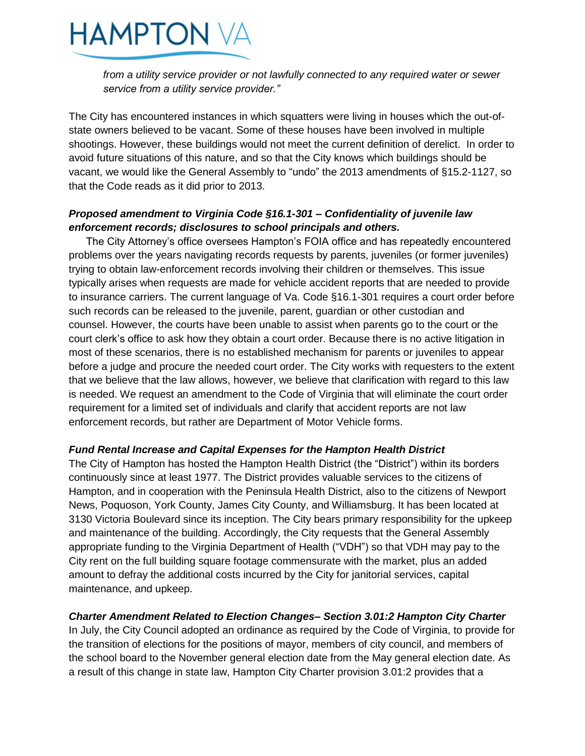*from a utility service provider or not lawfully connected to any required water or sewer service from a utility service provider."*

The City has encountered instances in which squatters were living in houses which the out-of-state owners believed to be vacant. Some of these houses have been involved in multiple shootings. However, these buildings would not meet the current definition of derelict. In order to avoid future situations of this nature, and so that the City knows which buildings should be vacant, we would like the General Assembly to "undo" the 2013 amendments of §15.2-1127, so that the Code reads as it did prior to 2013.

***Proposed amendment to Virginia Code §16.1-301 – Confidentiality of juvenile law enforcement records; disclosures to school principals and others.***

The City Attorney's office oversees Hampton's FOIA office and has repeatedly encountered problems over the years navigating records requests by parents, juveniles (or former juveniles) trying to obtain law-enforcement records involving their children or themselves. This issue typically arises when requests are made for vehicle accident reports that are needed to provide to insurance carriers. The current language of Va. Code §16.1-301 requires a court order before such records can be released to the juvenile, parent, guardian or other custodian and counsel. However, the courts have been unable to assist when parents go to the court or the court clerk's office to ask how they obtain a court order. Because there is no active litigation in most of these scenarios, there is no established mechanism for parents or juveniles to appear before a judge and procure the needed court order. The City works with requesters to the extent that we believe that the law allows, however, we believe that clarification with regard to this law is needed. We request an amendment to the Code of Virginia that will eliminate the court order requirement for a limited set of individuals and clarify that accident reports are not law enforcement records, but rather are Department of Motor Vehicle forms.

***Fund Rental Increase and Capital Expenses for the Hampton Health District***

The City of Hampton has hosted the Hampton Health District (the "District") within its borders continuously since at least 1977. The District provides valuable services to the citizens of Hampton, and in cooperation with the Peninsula Health District, also to the citizens of Newport News, Poquoson, York County, James City County, and Williamsburg. It has been located at 3130 Victoria Boulevard since its inception. The City bears primary responsibility for the upkeep and maintenance of the building. Accordingly, the City requests that the General Assembly appropriate funding to the Virginia Department of Health ("VDH") so that VDH may pay to the City rent on the full building square footage commensurate with the market, plus an added amount to defray the additional costs incurred by the City for janitorial services, capital maintenance, and upkeep.

***Charter Amendment Related to Election Changes– Section 3.01:2 Hampton City Charter***

In July, the City Council adopted an ordinance as required by the Code of Virginia, to provide for the transition of elections for the positions of mayor, members of city council, and members of the school board to the November general election date from the May general election date. As a result of this change in state law, Hampton City Charter provision 3.01:2 provides that a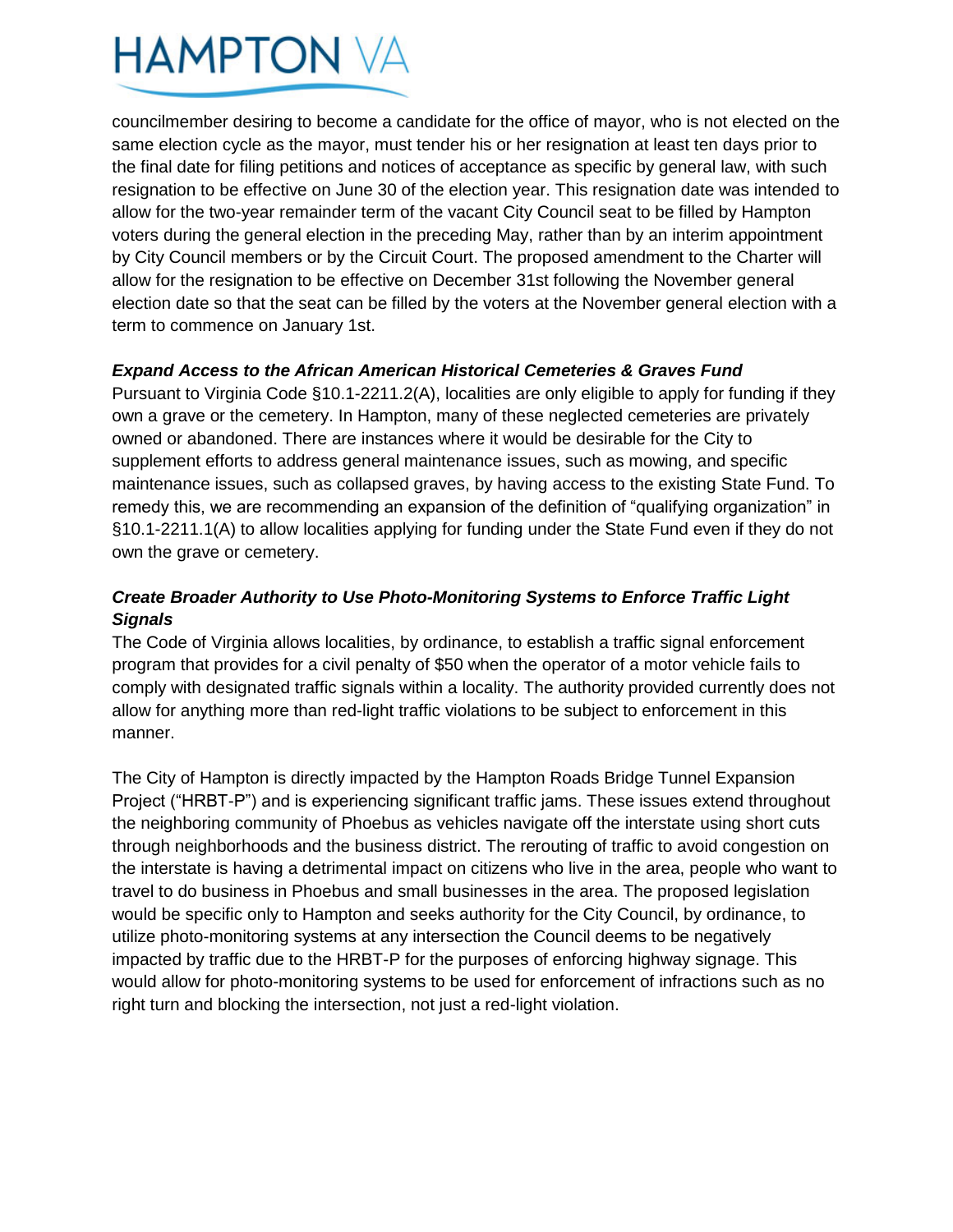councilmember desiring to become a candidate for the office of mayor, who is not elected on the same election cycle as the mayor, must tender his or her resignation at least ten days prior to the final date for filing petitions and notices of acceptance as specific by general law, with such resignation to be effective on June 30 of the election year. This resignation date was intended to allow for the two-year remainder term of the vacant City Council seat to be filled by Hampton voters during the general election in the preceding May, rather than by an interim appointment by City Council members or by the Circuit Court. The proposed amendment to the Charter will allow for the resignation to be effective on December 31st following the November general election date so that the seat can be filled by the voters at the November general election with a term to commence on January 1st.

***Expand Access to the African American Historical Cemeteries & Graves Fund***

Pursuant to Virginia Code §10.1-2211.2(A), localities are only eligible to apply for funding if they own a grave or the cemetery. In Hampton, many of these neglected cemeteries are privately owned or abandoned. There are instances where it would be desirable for the City to supplement efforts to address general maintenance issues, such as mowing, and specific maintenance issues, such as collapsed graves, by having access to the existing State Fund. To remedy this, we are recommending an expansion of the definition of "qualifying organization" in §10.1-2211.1(A) to allow localities applying for funding under the State Fund even if they do not own the grave or cemetery.

***Create Broader Authority to Use Photo-Monitoring Systems to Enforce Traffic Light Signals***

The Code of Virginia allows localities, by ordinance, to establish a traffic signal enforcement program that provides for a civil penalty of $50 when the operator of a motor vehicle fails to comply with designated traffic signals within a locality. The authority provided currently does not allow for anything more than red-light traffic violations to be subject to enforcement in this manner.

The City of Hampton is directly impacted by the Hampton Roads Bridge Tunnel Expansion Project ("HRBT-P") and is experiencing significant traffic jams. These issues extend throughout the neighboring community of Phoebus as vehicles navigate off the interstate using short cuts through neighborhoods and the business district. The rerouting of traffic to avoid congestion on the interstate is having a detrimental impact on citizens who live in the area, people who want to travel to do business in Phoebus and small businesses in the area. The proposed legislation would be specific only to Hampton and seeks authority for the City Council, by ordinance, to utilize photo-monitoring systems at any intersection the Council deems to be negatively impacted by traffic due to the HRBT-P for the purposes of enforcing highway signage. This would allow for photo-monitoring systems to be used for enforcement of infractions such as no right turn and blocking the intersection, not just a red-light violation.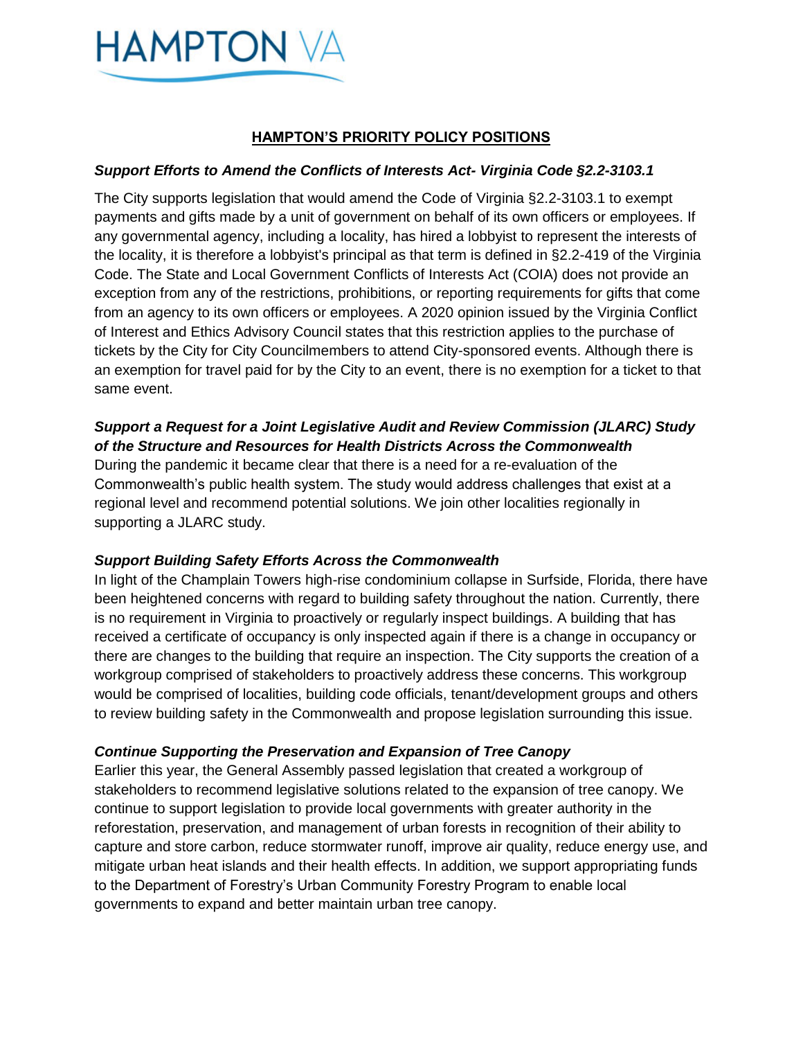# HAMPTON VA

## HAMPTON'S PRIORITY POLICY POSITIONS

### *Support Efforts to Amend the Conflicts of Interests Act- Virginia Code §2.2-3103.1*

The City supports legislation that would amend the Code of Virginia §2.2-3103.1 to exempt payments and gifts made by a unit of government on behalf of its own officers or employees. If any governmental agency, including a locality, has hired a lobbyist to represent the interests of the locality, it is therefore a lobbyist's principal as that term is defined in §2.2-419 of the Virginia Code. The State and Local Government Conflicts of Interests Act (COIA) does not provide an exception from any of the restrictions, prohibitions, or reporting requirements for gifts that come from an agency to its own officers or employees. A 2020 opinion issued by the Virginia Conflict of Interest and Ethics Advisory Council states that this restriction applies to the purchase of tickets by the City for City Councilmembers to attend City-sponsored events. Although there is an exemption for travel paid for by the City to an event, there is no exemption for a ticket to that same event.

### *Support a Request for a Joint Legislative Audit and Review Commission (JLARC) Study of the Structure and Resources for Health Districts Across the Commonwealth*

During the pandemic it became clear that there is a need for a re-evaluation of the Commonwealth's public health system. The study would address challenges that exist at a regional level and recommend potential solutions. We join other localities regionally in supporting a JLARC study.

### *Support Building Safety Efforts Across the Commonwealth*

In light of the Champlain Towers high-rise condominium collapse in Surfside, Florida, there have been heightened concerns with regard to building safety throughout the nation. Currently, there is no requirement in Virginia to proactively or regularly inspect buildings. A building that has received a certificate of occupancy is only inspected again if there is a change in occupancy or there are changes to the building that require an inspection. The City supports the creation of a workgroup comprised of stakeholders to proactively address these concerns. This workgroup would be comprised of localities, building code officials, tenant/development groups and others to review building safety in the Commonwealth and propose legislation surrounding this issue.

### *Continue Supporting the Preservation and Expansion of Tree Canopy*

Earlier this year, the General Assembly passed legislation that created a workgroup of stakeholders to recommend legislative solutions related to the expansion of tree canopy. We continue to support legislation to provide local governments with greater authority in the reforestation, preservation, and management of urban forests in recognition of their ability to capture and store carbon, reduce stormwater runoff, improve air quality, reduce energy use, and mitigate urban heat islands and their health effects. In addition, we support appropriating funds to the Department of Forestry's Urban Community Forestry Program to enable local governments to expand and better maintain urban tree canopy.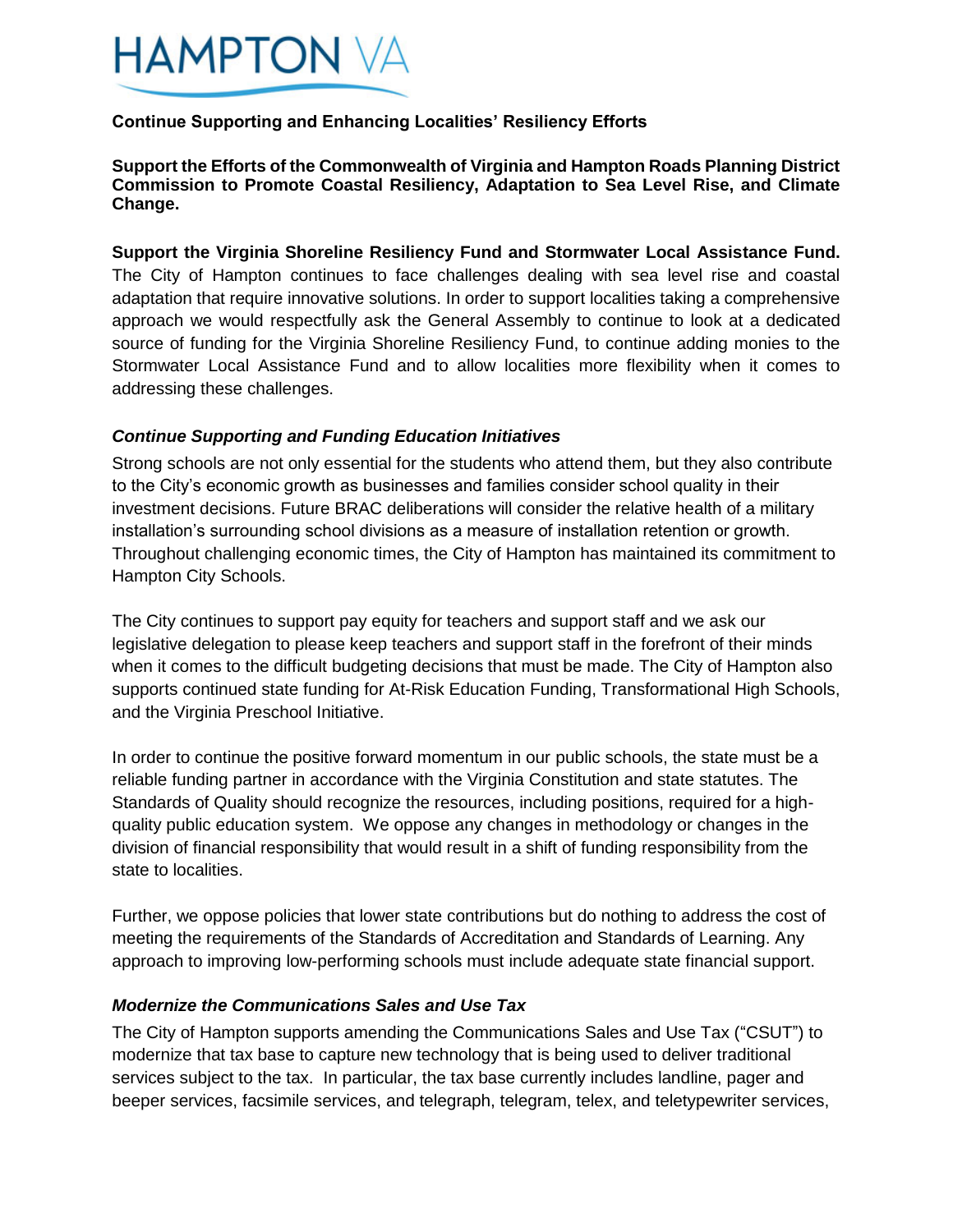# HAMPTON VA

**Continue Supporting and Enhancing Localities' Resiliency Efforts**

**Support the Efforts of the Commonwealth of Virginia and Hampton Roads Planning District Commission to Promote Coastal Resiliency, Adaptation to Sea Level Rise, and Climate Change.**

**Support the Virginia Shoreline Resiliency Fund and Stormwater Local Assistance Fund.** The City of Hampton continues to face challenges dealing with sea level rise and coastal adaptation that require innovative solutions. In order to support localities taking a comprehensive approach we would respectfully ask the General Assembly to continue to look at a dedicated source of funding for the Virginia Shoreline Resiliency Fund, to continue adding monies to the Stormwater Local Assistance Fund and to allow localities more flexibility when it comes to addressing these challenges.

***Continue Supporting and Funding Education Initiatives***

Strong schools are not only essential for the students who attend them, but they also contribute to the City's economic growth as businesses and families consider school quality in their investment decisions. Future BRAC deliberations will consider the relative health of a military installation's surrounding school divisions as a measure of installation retention or growth. Throughout challenging economic times, the City of Hampton has maintained its commitment to Hampton City Schools.

The City continues to support pay equity for teachers and support staff and we ask our legislative delegation to please keep teachers and support staff in the forefront of their minds when it comes to the difficult budgeting decisions that must be made. The City of Hampton also supports continued state funding for At-Risk Education Funding, Transformational High Schools, and the Virginia Preschool Initiative.

In order to continue the positive forward momentum in our public schools, the state must be a reliable funding partner in accordance with the Virginia Constitution and state statutes. The Standards of Quality should recognize the resources, including positions, required for a high-quality public education system. We oppose any changes in methodology or changes in the division of financial responsibility that would result in a shift of funding responsibility from the state to localities.

Further, we oppose policies that lower state contributions but do nothing to address the cost of meeting the requirements of the Standards of Accreditation and Standards of Learning. Any approach to improving low-performing schools must include adequate state financial support.

***Modernize the Communications Sales and Use Tax***

The City of Hampton supports amending the Communications Sales and Use Tax ("CSUT") to modernize that tax base to capture new technology that is being used to deliver traditional services subject to the tax. In particular, the tax base currently includes landline, pager and beeper services, facsimile services, and telegraph, telegram, telex, and teletypewriter services,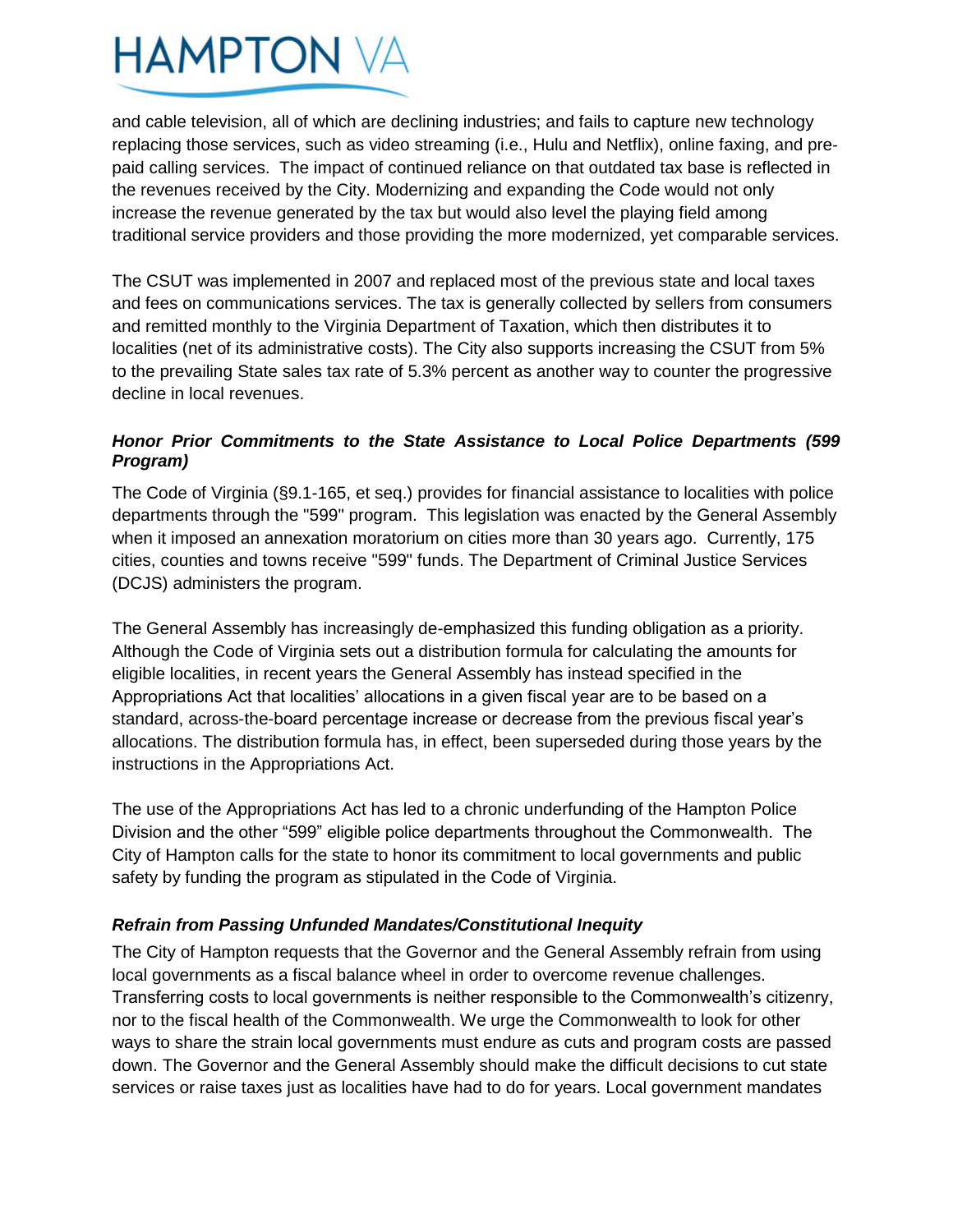and cable television, all of which are declining industries; and fails to capture new technology replacing those services, such as video streaming (i.e., Hulu and Netflix), online faxing, and pre-paid calling services. The impact of continued reliance on that outdated tax base is reflected in the revenues received by the City. Modernizing and expanding the Code would not only increase the revenue generated by the tax but would also level the playing field among traditional service providers and those providing the more modernized, yet comparable services.

The CSUT was implemented in 2007 and replaced most of the previous state and local taxes and fees on communications services. The tax is generally collected by sellers from consumers and remitted monthly to the Virginia Department of Taxation, which then distributes it to localities (net of its administrative costs). The City also supports increasing the CSUT from 5% to the prevailing State sales tax rate of 5.3% percent as another way to counter the progressive decline in local revenues.

### ***Honor Prior Commitments to the State Assistance to Local Police Departments (599 Program)***

The Code of Virginia (§9.1-165, et seq.) provides for financial assistance to localities with police departments through the "599" program. This legislation was enacted by the General Assembly when it imposed an annexation moratorium on cities more than 30 years ago. Currently, 175 cities, counties and towns receive "599" funds. The Department of Criminal Justice Services (DCJS) administers the program.

The General Assembly has increasingly de-emphasized this funding obligation as a priority. Although the Code of Virginia sets out a distribution formula for calculating the amounts for eligible localities, in recent years the General Assembly has instead specified in the Appropriations Act that localities' allocations in a given fiscal year are to be based on a standard, across-the-board percentage increase or decrease from the previous fiscal year's allocations. The distribution formula has, in effect, been superseded during those years by the instructions in the Appropriations Act.

The use of the Appropriations Act has led to a chronic underfunding of the Hampton Police Division and the other "599" eligible police departments throughout the Commonwealth. The City of Hampton calls for the state to honor its commitment to local governments and public safety by funding the program as stipulated in the Code of Virginia.

### ***Refrain from Passing Unfunded Mandates/Constitutional Inequity***

The City of Hampton requests that the Governor and the General Assembly refrain from using local governments as a fiscal balance wheel in order to overcome revenue challenges. Transferring costs to local governments is neither responsible to the Commonwealth's citizenry, nor to the fiscal health of the Commonwealth. We urge the Commonwealth to look for other ways to share the strain local governments must endure as cuts and program costs are passed down. The Governor and the General Assembly should make the difficult decisions to cut state services or raise taxes just as localities have had to do for years. Local government mandates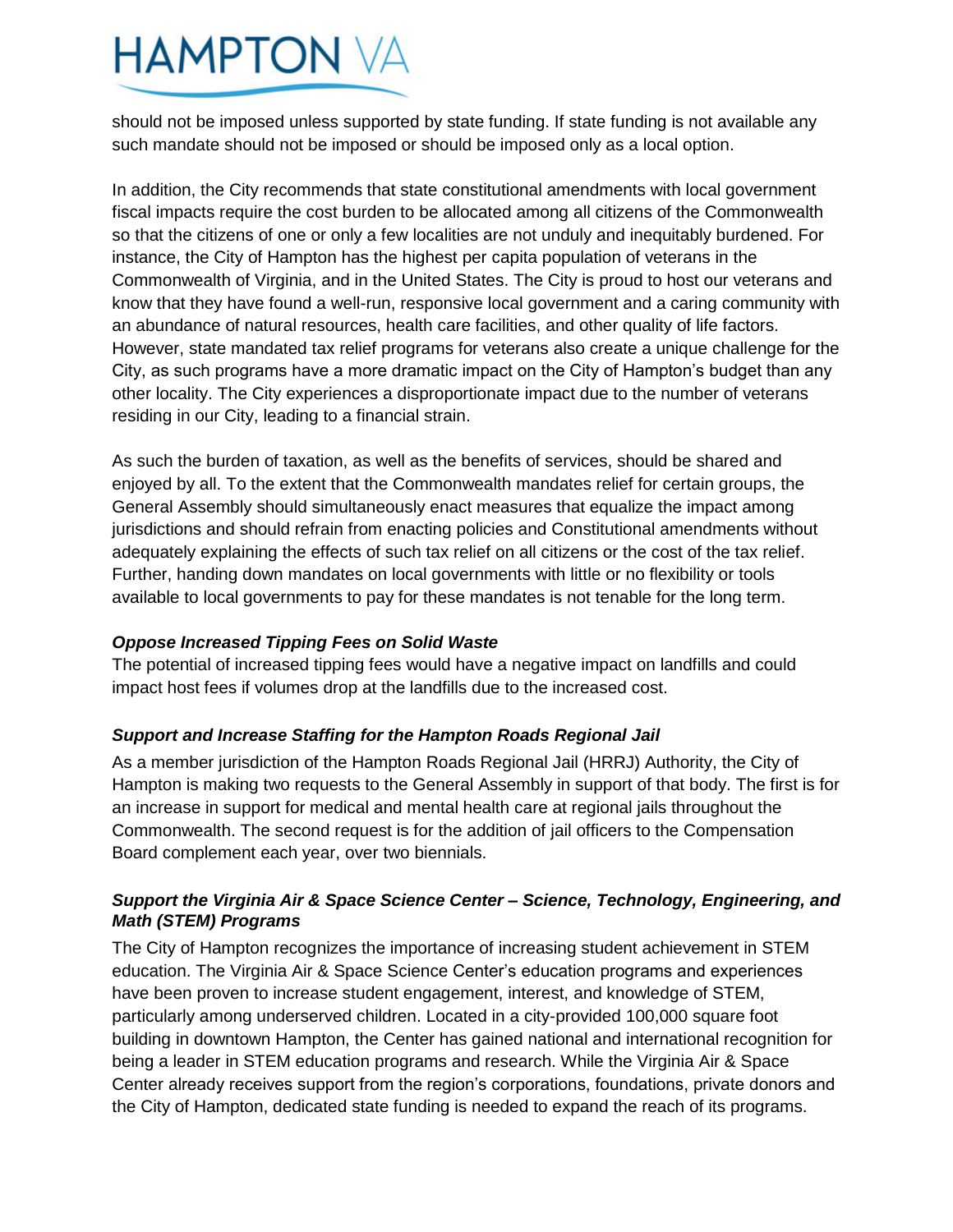should not be imposed unless supported by state funding. If state funding is not available any such mandate should not be imposed or should be imposed only as a local option.

In addition, the City recommends that state constitutional amendments with local government fiscal impacts require the cost burden to be allocated among all citizens of the Commonwealth so that the citizens of one or only a few localities are not unduly and inequitably burdened. For instance, the City of Hampton has the highest per capita population of veterans in the Commonwealth of Virginia, and in the United States. The City is proud to host our veterans and know that they have found a well-run, responsive local government and a caring community with an abundance of natural resources, health care facilities, and other quality of life factors. However, state mandated tax relief programs for veterans also create a unique challenge for the City, as such programs have a more dramatic impact on the City of Hampton's budget than any other locality. The City experiences a disproportionate impact due to the number of veterans residing in our City, leading to a financial strain.

As such the burden of taxation, as well as the benefits of services, should be shared and enjoyed by all. To the extent that the Commonwealth mandates relief for certain groups, the General Assembly should simultaneously enact measures that equalize the impact among jurisdictions and should refrain from enacting policies and Constitutional amendments without adequately explaining the effects of such tax relief on all citizens or the cost of the tax relief. Further, handing down mandates on local governments with little or no flexibility or tools available to local governments to pay for these mandates is not tenable for the long term.

***Oppose Increased Tipping Fees on Solid Waste***

The potential of increased tipping fees would have a negative impact on landfills and could impact host fees if volumes drop at the landfills due to the increased cost.

***Support and Increase Staffing for the Hampton Roads Regional Jail***

As a member jurisdiction of the Hampton Roads Regional Jail (HRRJ) Authority, the City of Hampton is making two requests to the General Assembly in support of that body. The first is for an increase in support for medical and mental health care at regional jails throughout the Commonwealth. The second request is for the addition of jail officers to the Compensation Board complement each year, over two biennials.

***Support the Virginia Air & Space Science Center – Science, Technology, Engineering, and Math (STEM) Programs***

The City of Hampton recognizes the importance of increasing student achievement in STEM education. The Virginia Air & Space Science Center's education programs and experiences have been proven to increase student engagement, interest, and knowledge of STEM, particularly among underserved children. Located in a city-provided 100,000 square foot building in downtown Hampton, the Center has gained national and international recognition for being a leader in STEM education programs and research. While the Virginia Air & Space Center already receives support from the region's corporations, foundations, private donors and the City of Hampton, dedicated state funding is needed to expand the reach of its programs.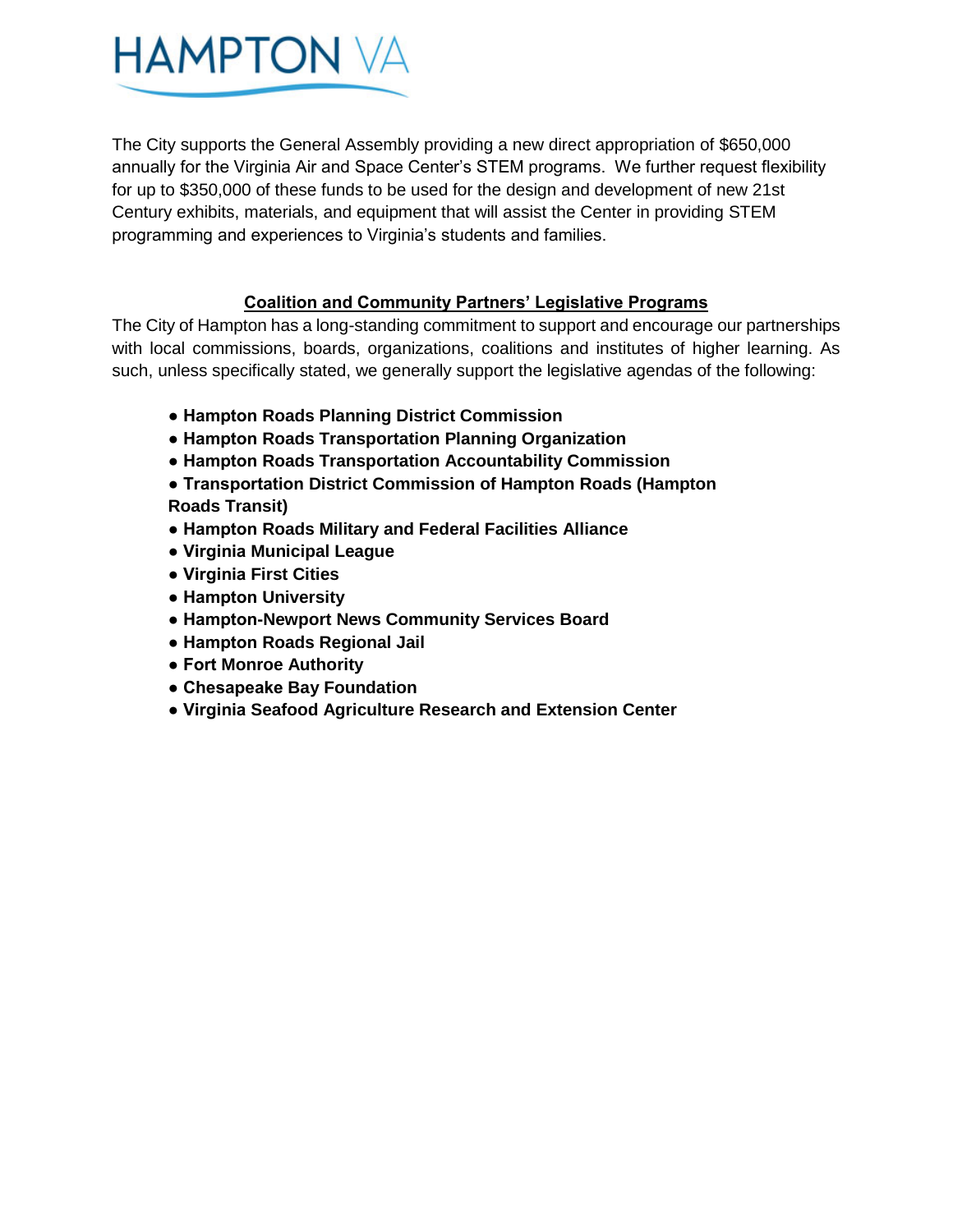The City supports the General Assembly providing a new direct appropriation of $650,000 annually for the Virginia Air and Space Center's STEM programs. We further request flexibility for up to $350,000 of these funds to be used for the design and development of new 21st Century exhibits, materials, and equipment that will assist the Center in providing STEM programming and experiences to Virginia's students and families.

## Coalition and Community Partners' Legislative Programs

The City of Hampton has a long-standing commitment to support and encourage our partnerships with local commissions, boards, organizations, coalitions and institutes of higher learning. As such, unless specifically stated, we generally support the legislative agendas of the following:

- **Hampton Roads Planning District Commission**
- **Hampton Roads Transportation Planning Organization**
- **Hampton Roads Transportation Accountability Commission**
- **Transportation District Commission of Hampton Roads (Hampton Roads Transit)**
- **Hampton Roads Military and Federal Facilities Alliance**
- **Virginia Municipal League**
- **Virginia First Cities**
- **Hampton University**
- **Hampton-Newport News Community Services Board**
- **Hampton Roads Regional Jail**
- **Fort Monroe Authority**
- **Chesapeake Bay Foundation**
- **Virginia Seafood Agriculture Research and Extension Center**